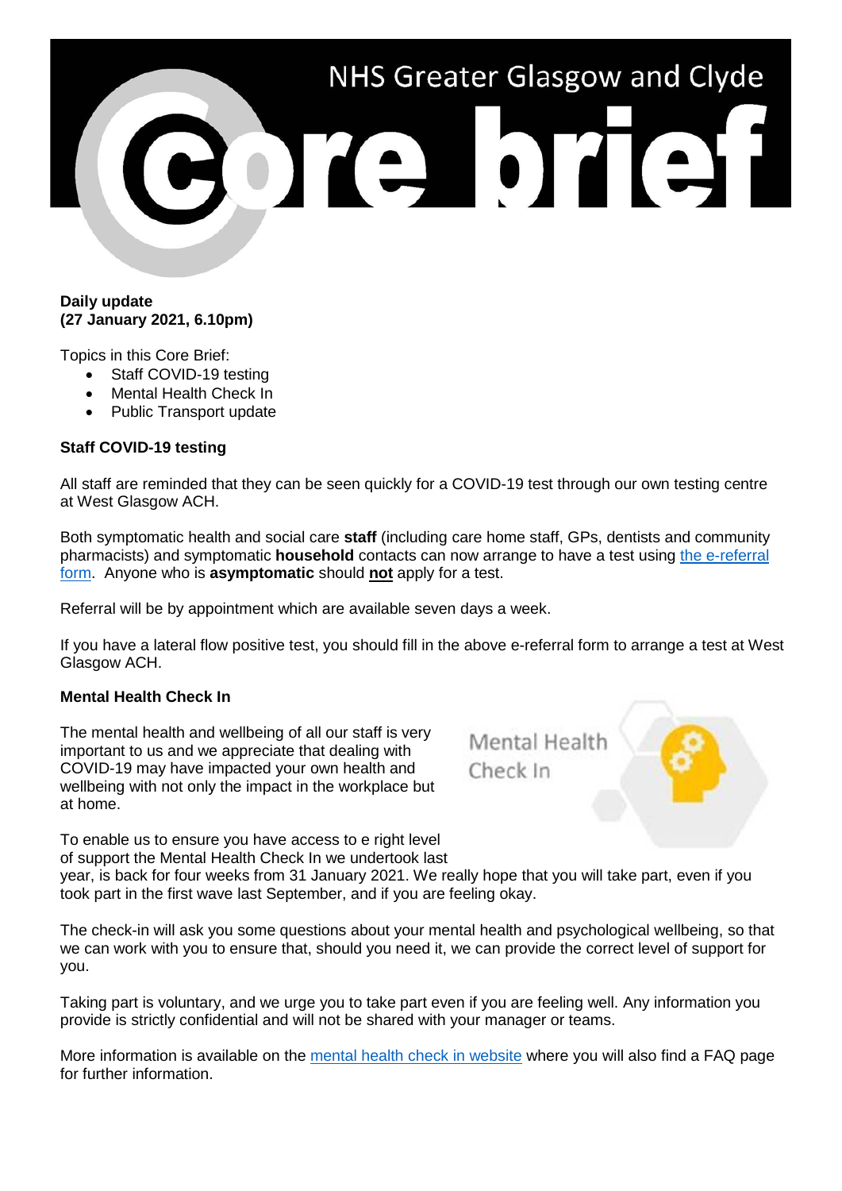# NHS Greater Glasgow and Clyde Core brief

**Daily update**
**(27 January 2021, 6.10pm)**

Topics in this Core Brief:

- Staff COVID-19 testing
- Mental Health Check In
- Public Transport update

**Staff COVID-19 testing**

All staff are reminded that they can be seen quickly for a COVID-19 test through our own testing centre at West Glasgow ACH.

Both symptomatic health and social care **staff** (including care home staff, GPs, dentists and community pharmacists) and symptomatic **household** contacts can now arrange to have a test using the e-referral form. Anyone who is **asymptomatic** should **not** apply for a test.

Referral will be by appointment which are available seven days a week.

If you have a lateral flow positive test, you should fill in the above e-referral form to arrange a test at West Glasgow ACH.

**Mental Health Check In**

The mental health and wellbeing of all our staff is very important to us and we appreciate that dealing with COVID-19 may have impacted your own health and wellbeing with not only the impact in the workplace but at home.

To enable us to ensure you have access to e right level of support the Mental Health Check In we undertook last year, is back for four weeks from 31 January 2021. We really hope that you will take part, even if you took part in the first wave last September, and if you are feeling okay.

The check-in will ask you some questions about your mental health and psychological wellbeing, so that we can work with you to ensure that, should you need it, we can provide the correct level of support for you.

Taking part is voluntary, and we urge you to take part even if you are feeling well. Any information you provide is strictly confidential and will not be shared with your manager or teams.

More information is available on the mental health check in website where you will also find a FAQ page for further information.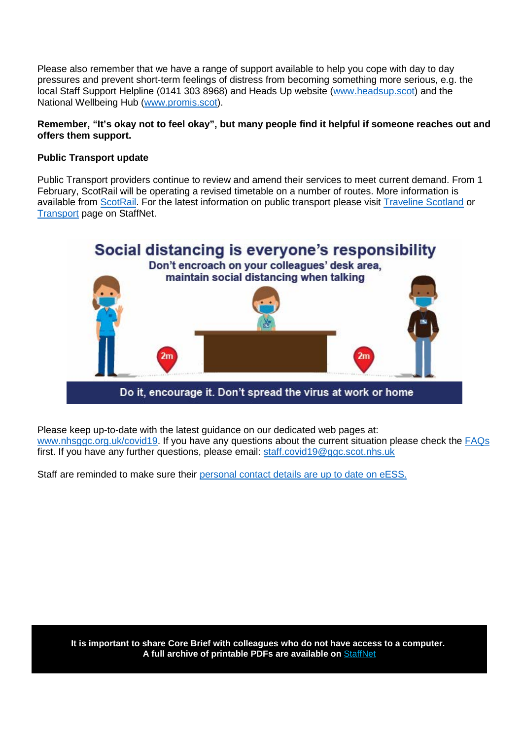Please also remember that we have a range of support available to help you cope with day to day pressures and prevent short-term feelings of distress from becoming something more serious, e.g. the local Staff Support Helpline (0141 303 8968) and Heads Up website (www.headsup.scot) and the National Wellbeing Hub (www.promis.scot).

**Remember, "It's okay not to feel okay", but many people find it helpful if someone reaches out and offers them support.**

**Public Transport update**

Public Transport providers continue to review and amend their services to meet current demand. From 1 February, ScotRail will be operating a revised timetable on a number of routes. More information is available from ScotRail. For the latest information on public transport please visit Traveline Scotland or Transport page on StaffNet.

Social distancing is everyone's responsibility

Don't encroach on your colleagues' desk area, maintain social distancing when talking

2m

2m

Do it, encourage it. Don't spread the virus at work or home

Please keep up-to-date with the latest guidance on our dedicated web pages at: www.nhsggc.org.uk/covid19. If you have any questions about the current situation please check the FAQs first. If you have any further questions, please email: staff.covid19@ggc.scot.nhs.uk

Staff are reminded to make sure their personal contact details are up to date on eESS.

**It is important to share Core Brief with colleagues who do not have access to a computer.**
**A full archive of printable PDFs are available on StaffNet**